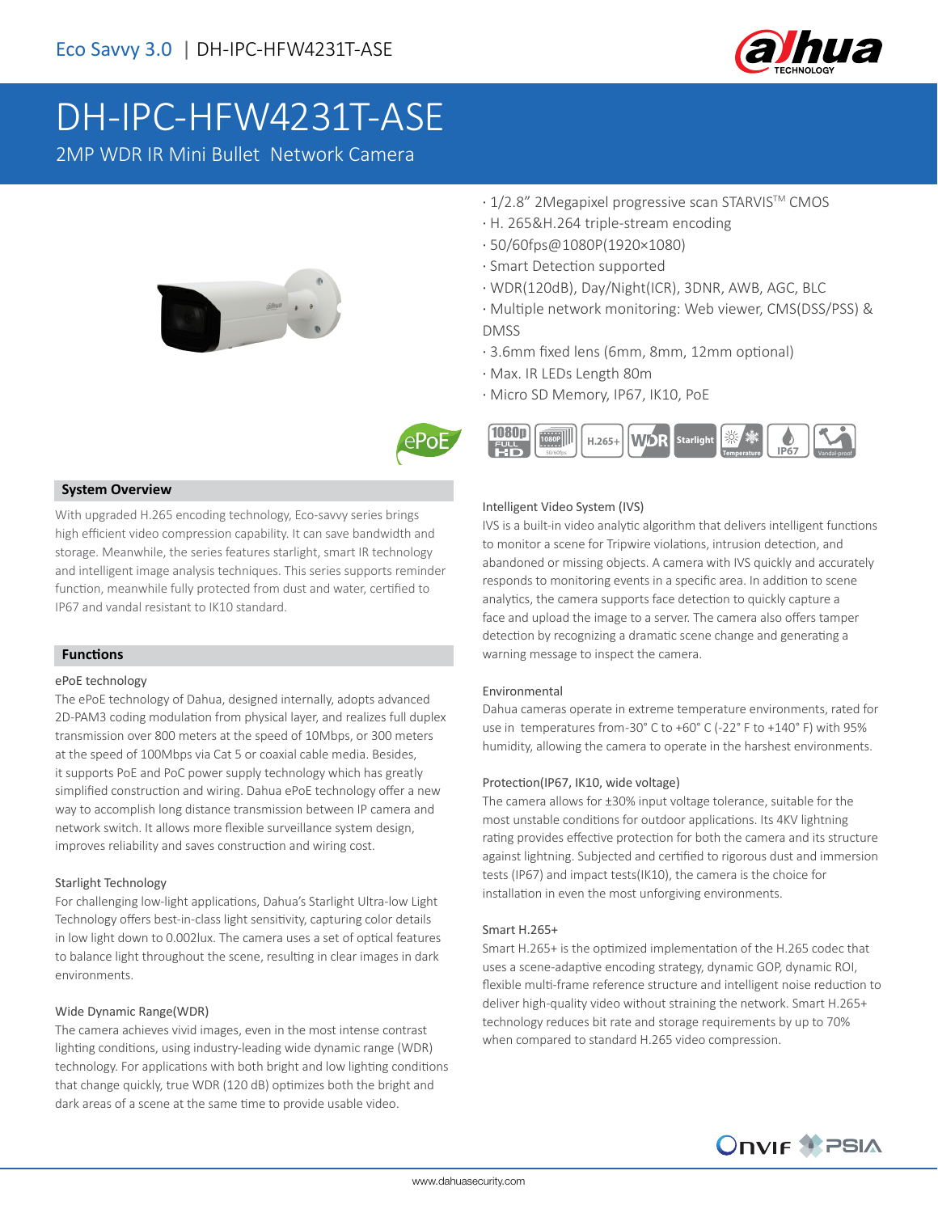Eco Savvy 3.0 | DH-IPC-HFW4231T-ASE

# DH-IPC-HFW4231T-ASE

2MP WDR IR Mini Bullet Network Camera

- 1/2.8" 2Megapixel progressive scan STARVIS™ CMOS
- H. 265&H.264 triple-stream encoding
- 50/60fps@1080P(1920×1080)
- Smart Detection supported
- WDR(120dB), Day/Night(ICR), 3DNR, AWB, AGC, BLC
- Multiple network monitoring: Web viewer, CMS(DSS/PSS) & DMSS
- 3.6mm fixed lens (6mm, 8mm, 12mm optional)
- Max. IR LEDs Length 80m
- Micro SD Memory, IP67, IK10, PoE

## System Overview

With upgraded H.265 encoding technology, Eco-savvy series brings high efficient video compression capability. It can save bandwidth and storage. Meanwhile, the series features starlight, smart IR technology and intelligent image analysis techniques. This series supports reminder function, meanwhile fully protected from dust and water, certified to IP67 and vandal resistant to IK10 standard.

## Functions

### ePoE technology

The ePoE technology of Dahua, designed internally, adopts advanced 2D-PAM3 coding modulation from physical layer, and realizes full duplex transmission over 800 meters at the speed of 10Mbps, or 300 meters at the speed of 100Mbps via Cat 5 or coaxial cable media. Besides, it supports PoE and PoC power supply technology which has greatly simplified construction and wiring. Dahua ePoE technology offer a new way to accomplish long distance transmission between IP camera and network switch. It allows more flexible surveillance system design, improves reliability and saves construction and wiring cost.

### Starlight Technology

For challenging low-light applications, Dahua's Starlight Ultra-low Light Technology offers best-in-class light sensitivity, capturing color details in low light down to 0.002lux. The camera uses a set of optical features to balance light throughout the scene, resulting in clear images in dark environments.

### Wide Dynamic Range(WDR)

The camera achieves vivid images, even in the most intense contrast lighting conditions, using industry-leading wide dynamic range (WDR) technology. For applications with both bright and low lighting conditions that change quickly, true WDR (120 dB) optimizes both the bright and dark areas of a scene at the same time to provide usable video.

### Intelligent Video System (IVS)

IVS is a built-in video analytic algorithm that delivers intelligent functions to monitor a scene for Tripwire violations, intrusion detection, and abandoned or missing objects. A camera with IVS quickly and accurately responds to monitoring events in a specific area. In addition to scene analytics, the camera supports face detection to quickly capture a face and upload the image to a server. The camera also offers tamper detection by recognizing a dramatic scene change and generating a warning message to inspect the camera.

### Environmental

Dahua cameras operate in extreme temperature environments, rated for use in temperatures from-30° C to +60° C (-22° F to +140° F) with 95% humidity, allowing the camera to operate in the harshest environments.

### Protection(IP67, IK10, wide voltage)

The camera allows for ±30% input voltage tolerance, suitable for the most unstable conditions for outdoor applications. Its 4KV lightning rating provides effective protection for both the camera and its structure against lightning. Subjected and certified to rigorous dust and immersion tests (IP67) and impact tests(IK10), the camera is the choice for installation in even the most unforgiving environments.

### Smart H.265+

Smart H.265+ is the optimized implementation of the H.265 codec that uses a scene-adaptive encoding strategy, dynamic GOP, dynamic ROI, flexible multi-frame reference structure and intelligent noise reduction to deliver high-quality video without straining the network. Smart H.265+ technology reduces bit rate and storage requirements by up to 70% when compared to standard H.265 video compression.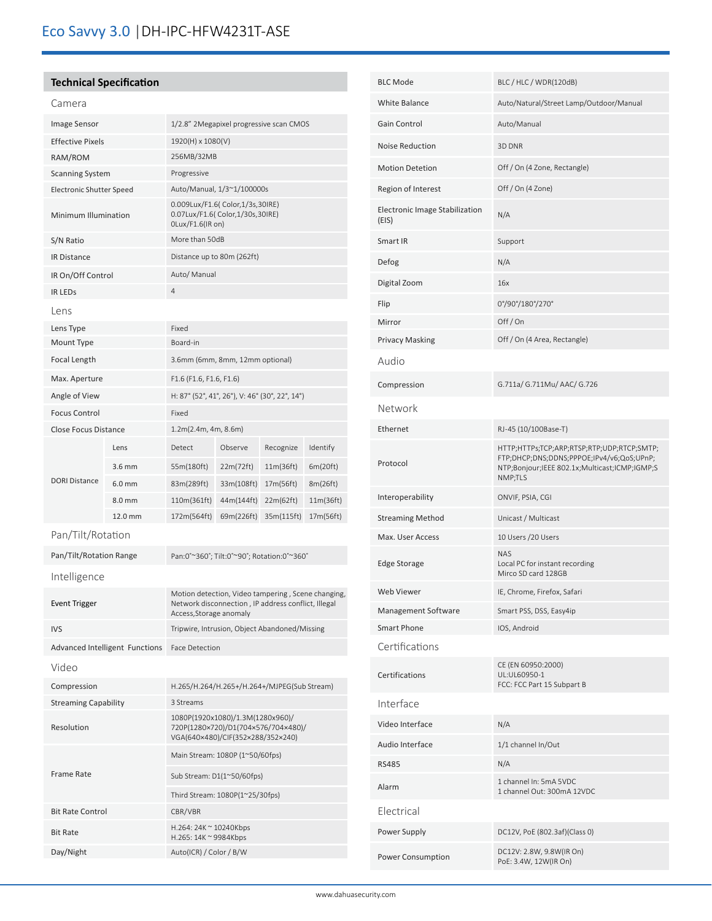# Eco Savvy 3.0 | DH-IPC-HFW4231T-ASE

## Technical Specification

### Camera

| | |
|---|---|
| Image Sensor | 1/2.8" 2Megapixel progressive scan CMOS |
| Effective Pixels | 1920(H) x 1080(V) |
| RAM/ROM | 256MB/32MB |
| Scanning System | Progressive |
| Electronic Shutter Speed | Auto/Manual, 1/3~1/100000s |
| Minimum Illumination | 0.009Lux/F1.6( Color,1/3s,30IRE)<br>0.07Lux/F1.6( Color,1/30s,30IRE)<br>0Lux/F1.6(IR on) |
| S/N Ratio | More than 50dB |
| IR Distance | Distance up to 80m (262ft) |
| IR On/Off Control | Auto/ Manual |
| IR LEDs | 4 |

### Lens

| | |
|---|---|
| Lens Type | Fixed |
| Mount Type | Board-in |
| Focal Length | 3.6mm (6mm, 8mm, 12mm optional) |
| Max. Aperture | F1.6 (F1.6, F1.6, F1.6) |
| Angle of View | H: 87° (52°, 41°, 26°), V: 46° (30°, 22°, 14°) |
| Focus Control | Fixed |
| Close Focus Distance | 1.2m(2.4m, 4m, 8.6m) |

| | Lens | Detect | Observe | Recognize | Identify |
|---|---|---|---|---|---|
| DORI Distance | 3.6 mm | 55m(180ft) | 22m(72ft) | 11m(36ft) | 6m(20ft) |
| | 6.0 mm | 83m(289ft) | 33m(108ft) | 17m(56ft) | 8m(26ft) |
| | 8.0 mm | 110m(361ft) | 44m(144ft) | 22m(62ft) | 11m(36ft) |
| | 12.0 mm | 172m(564ft) | 69m(226ft) | 35m(115ft) | 17m(56ft) |

### Pan/Tilt/Rotation

| | |
|---|---|
| Pan/Tilt/Rotation Range | Pan:0°~360°; Tilt:0°~90°; Rotation:0°~360° |

### Intelligence

| | |
|---|---|
| Event Trigger | Motion detection, Video tampering , Scene changing, Network disconnection , IP address conflict, Illegal Access,Storage anomaly |
| IVS | Tripwire, Intrusion, Object Abandoned/Missing |
| Advanced Intelligent Functions | Face Detection |

### Video

| | |
|---|---|
| Compression | H.265/H.264/H.265+/H.264+/MJPEG(Sub Stream) |
| Streaming Capability | 3 Streams |
| Resolution | 1080P(1920x1080)/1.3M(1280x960)/<br>720P(1280×720)/D1(704×576/704×480)/<br>VGA(640×480)/CIF(352×288/352×240) |
| Frame Rate | Main Stream: 1080P (1~50/60fps)<br>Sub Stream: D1(1~50/60fps)<br>Third Stream: 1080P(1~25/30fps) |
| Bit Rate Control | CBR/VBR |
| Bit Rate | H.264: 24K ~ 10240Kbps<br>H.265: 14K ~ 9984Kbps |
| Day/Night | Auto(ICR) / Color / B/W |
| BLC Mode | BLC / HLC / WDR(120dB) |
| White Balance | Auto/Natural/Street Lamp/Outdoor/Manual |
| Gain Control | Auto/Manual |
| Noise Reduction | 3D DNR |
| Motion Detetion | Off / On (4 Zone, Rectangle) |
| Region of Interest | Off / On (4 Zone) |
| Electronic Image Stabilization (EIS) | N/A |
| Smart IR | Support |
| Defog | N/A |
| Digital Zoom | 16x |
| Flip | 0°/90°/180°/270° |
| Mirror | Off / On |
| Privacy Masking | Off / On (4 Area, Rectangle) |

### Audio

| | |
|---|---|
| Compression | G.711a/ G.711Mu/ AAC/ G.726 |

### Network

| | |
|---|---|
| Ethernet | RJ-45 (10/100Base-T) |
| Protocol | HTTP;HTTPs;TCP;ARP;RTSP;RTP;UDP;RTCP;SMTP;FTP;DHCP;DNS;DDNS;PPPOE;IPv4/v6;QoS;UPnP;NTP;Bonjour;IEEE 802.1x;Multicast;ICMP;IGMP;SNMP;TLS |
| Interoperability | ONVIF, PSIA, CGI |
| Streaming Method | Unicast / Multicast |
| Max. User Access | 10 Users /20 Users |
| Edge Storage | NAS<br>Local PC for instant recording<br>Mirco SD card 128GB |
| Web Viewer | IE, Chrome, Firefox, Safari |
| Management Software | Smart PSS, DSS, Easy4ip |
| Smart Phone | IOS, Android |

### Certifications

| | |
|---|---|
| Certifications | CE (EN 60950:2000)<br>UL:UL60950-1<br>FCC: FCC Part 15 Subpart B |

### Interface

| | |
|---|---|
| Video Interface | N/A |
| Audio Interface | 1/1 channel In/Out |
| RS485 | N/A |
| Alarm | 1 channel In: 5mA 5VDC<br>1 channel Out: 300mA 12VDC |

### Electrical

| | |
|---|---|
| Power Supply | DC12V, PoE (802.3af)(Class 0) |
| Power Consumption | DC12V: 2.8W, 9.8W(IR On)<br>PoE: 3.4W, 12W(IR On) |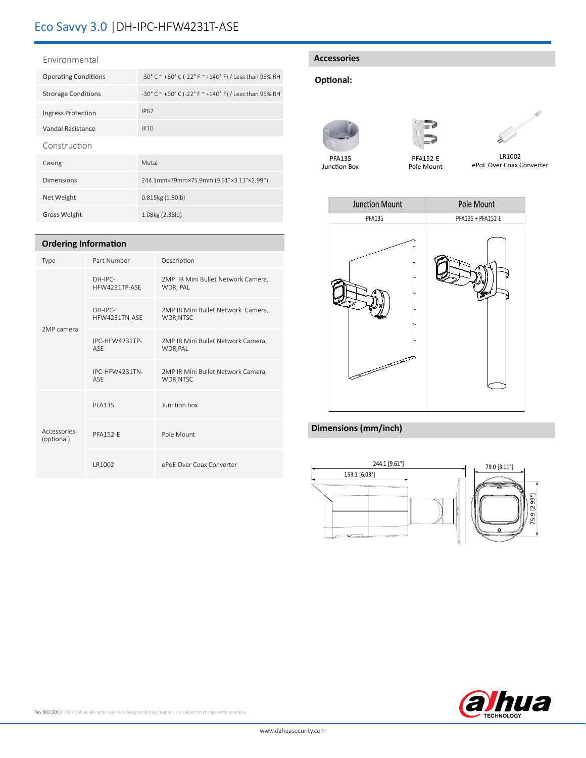## Environmental

| | |
|---|---|
| Operating Conditions | -30° C ~ +60° C (-22° F ~ +140° F) / Less than 95% RH |
| Strorage Conditions | -30° C ~ +60° C (-22° F ~ +140° F) / Less than 95% RH |
| Ingress Protection | IP67 |
| Vandal Resistance | IK10 |

## Construction

| | |
|---|---|
| Casing | Metal |
| Dimensions | 244.1mm×79mm×75.9mm (9.61"×3.11"×2.99") |
| Net Weight | 0.815kg (1.80lb) |
| Gross Weight | 1.08kg (2.38lb) |

## Ordering Information

| Type | Part Number | Description |
|---|---|---|
| 2MP camera | DH-IPC-HFW4231TP-ASE | 2MP IR Mini Bullet Network Camera, WDR, PAL |
| | DH-IPC-HFW4231TN-ASE | 2MP IR Mini Bullet Network Camera, WDR,NTSC |
| | IPC-HFW4231TP-ASE | 2MP IR Mini Bullet Network Camera, WDR,PAL |
| | IPC-HFW4231TN-ASE | 2MP IR Mini Bullet Network Camera, WDR,NTSC |
| Accessories (optional) | PFA135 | Junction box |
| | PFA152-E | Pole Mount |
| | LR1002 | ePoE Over Coax Converter |

## Accessories

**Optional:**

PFA135
Junction Box

PFA152-E
Pole Mount

LR1002
ePoE Over Coax Converter

| Junction Mount | Pole Mount |
|---|---|
| PFA135 | PFA135 + PFA152-E |

## Dimensions (mm/inch)

244.1 [9.61"]
153.1 [6.03"]
79.0 [3.11"]
75.9 [2.99"]

Rev 001.001© 2017 Dahua. All rights reserved. Design and specifications are subject to change without notice.

www.dahuasecurity.com